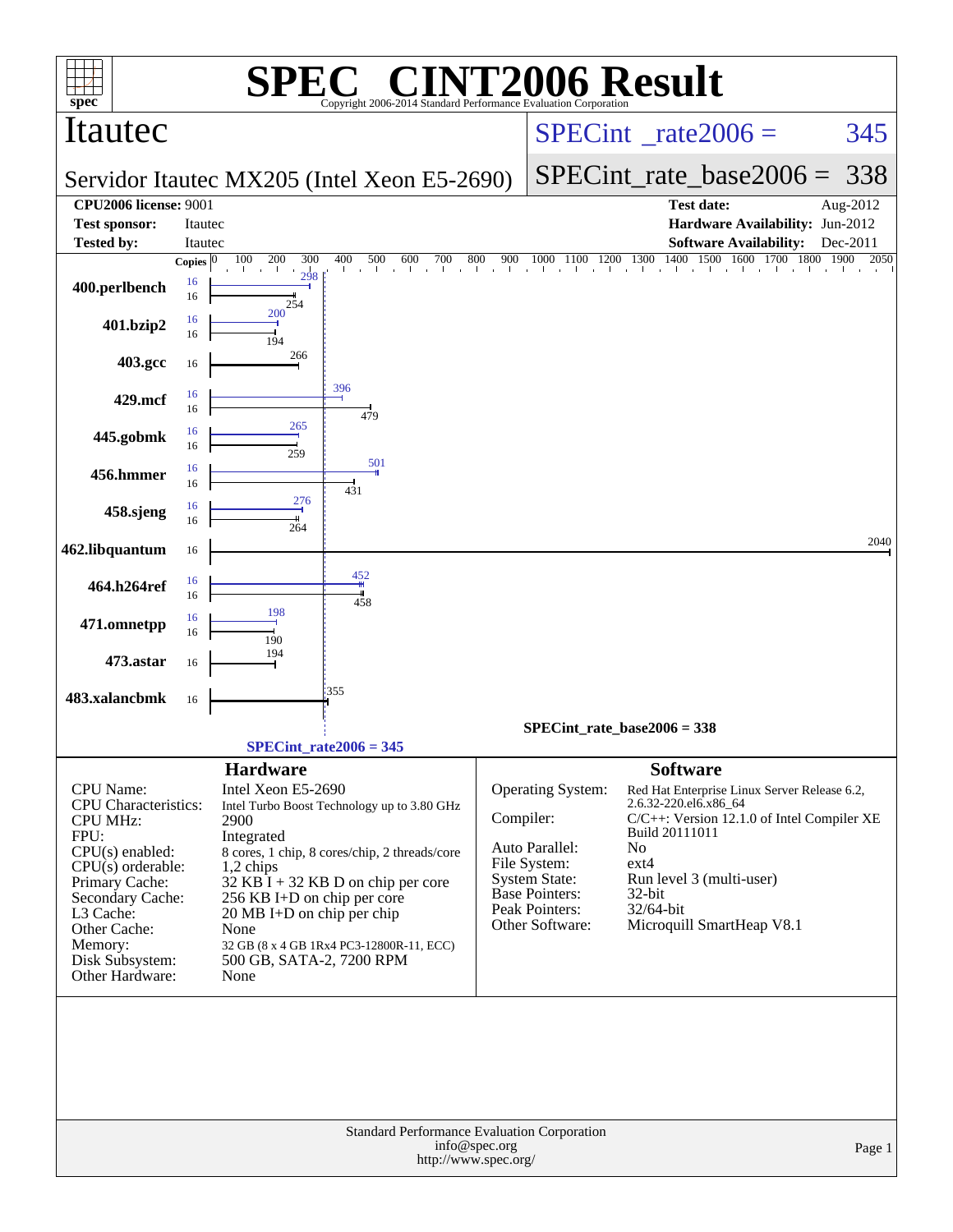# SPEC CINT2006 Result

Copyright 2006-2014 Standard Performance Evaluation Corporation

## Itautec

**Servidor Itautec MX205 (Intel Xeon E5-2690)**

SPECint_rate2006 = 345

SPECint_rate_base2006 = 338

| | | | |
|---|---|---|---|
| **CPU2006 license:** | 9001 | **Test date:** | Aug-2012 |
| **Test sponsor:** | Itautec | **Hardware Availability:** | Jun-2012 |
| **Tested by:** | Itautec | **Software Availability:** | Dec-2011 |

| Benchmark | Copies (peak) | Peak | Copies (base) | Base |
|---|---|---|---|---|
| 400.perlbench | 16 | 298 | 16 | 254 |
| 401.bzip2 | 16 | 200 | 16 | 194 |
| 403.gcc | | | 16 | 266 |
| 429.mcf | 16 | 396 | 16 | 479 |
| 445.gobmk | 16 | 265 | 16 | 259 |
| 456.hmmer | 16 | 501 | 16 | 431 |
| 458.sjeng | 16 | 276 | 16 | 264 |
| 462.libquantum | | | 16 | 2040 |
| 464.h264ref | 16 | 452 | 16 | 458 |
| 471.omnetpp | 16 | 198 | 16 | 190 |
| 473.astar | | | 16 | 194 |
| 483.xalancbmk | | | 16 | 355 |

SPECint_rate_base2006 = 338

SPECint_rate2006 = 345

### Hardware

| | |
|---|---|
| CPU Name: | Intel Xeon E5-2690 |
| CPU Characteristics: | Intel Turbo Boost Technology up to 3.80 GHz |
| CPU MHz: | 2900 |
| FPU: | Integrated |
| CPU(s) enabled: | 8 cores, 1 chip, 8 cores/chip, 2 threads/core |
| CPU(s) orderable: | 1,2 chips |
| Primary Cache: | 32 KB I + 32 KB D on chip per core |
| Secondary Cache: | 256 KB I+D on chip per core |
| L3 Cache: | 20 MB I+D on chip per chip |
| Other Cache: | None |
| Memory: | 32 GB (8 x 4 GB 1Rx4 PC3-12800R-11, ECC) |
| Disk Subsystem: | 500 GB, SATA-2, 7200 RPM |
| Other Hardware: | None |

### Software

| | |
|---|---|
| Operating System: | Red Hat Enterprise Linux Server Release 6.2, 2.6.32-220.el6.x86_64 |
| Compiler: | C/C++: Version 12.1.0 of Intel Compiler XE Build 20111011 |
| Auto Parallel: | No |
| File System: | ext4 |
| System State: | Run level 3 (multi-user) |
| Base Pointers: | 32-bit |
| Peak Pointers: | 32/64-bit |
| Other Software: | Microquill SmartHeap V8.1 |

Standard Performance Evaluation Corporation
info@spec.org
http://www.spec.org/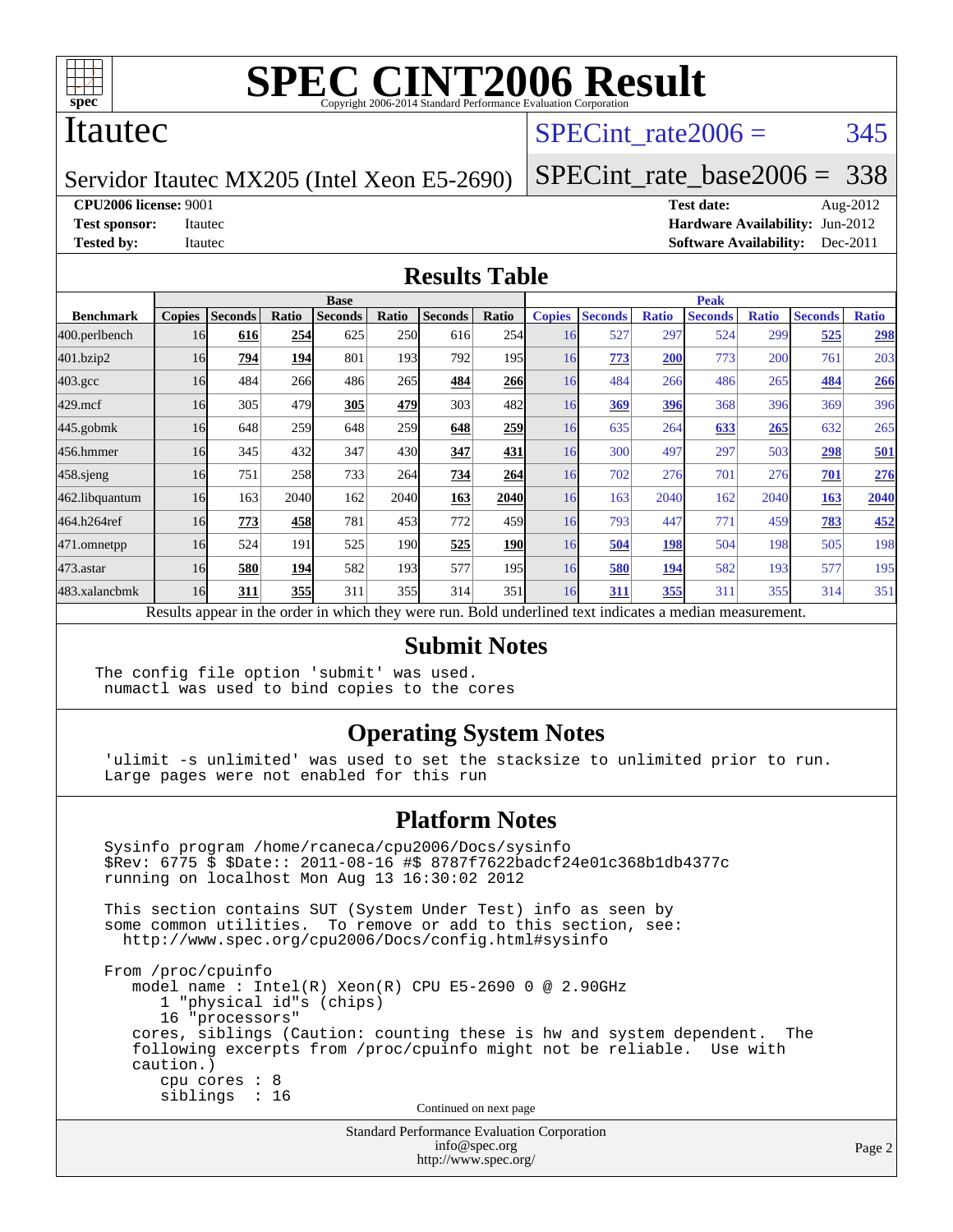# SPEC CINT2006 Result

Copyright 2006-2014 Standard Performance Evaluation Corporation

## Itautec

Servidor Itautec MX205 (Intel Xeon E5-2690)

SPECint_rate2006 = 345

SPECint_rate_base2006 = 338

**CPU2006 license:** 9001
**Test sponsor:** Itautec
**Tested by:** Itautec

**Test date:** Aug-2012
**Hardware Availability:** Jun-2012
**Software Availability:** Dec-2011

## Results Table

| | Base | | | | | | | Peak | | | | | | |
|---|---|---|---|---|---|---|---|---|---|---|---|---|---|---|
| **Benchmark** | **Copies** | **Seconds** | **Ratio** | **Seconds** | **Ratio** | **Seconds** | **Ratio** | **Copies** | **Seconds** | **Ratio** | **Seconds** | **Ratio** | **Seconds** | **Ratio** |
| 400.perlbench | 16 | **616** | **254** | 625 | 250 | 616 | 254 | 16 | 527 | 297 | 524 | 299 | **525** | **298** |
| 401.bzip2 | 16 | **794** | **194** | 801 | 193 | 792 | 195 | 16 | **773** | **200** | 773 | 200 | 761 | 203 |
| 403.gcc | 16 | 484 | 266 | 486 | 265 | **484** | **266** | 16 | 484 | 266 | 486 | 265 | **484** | **266** |
| 429.mcf | 16 | 305 | 479 | **305** | **479** | 303 | 482 | 16 | **369** | **396** | 368 | 396 | 369 | 396 |
| 445.gobmk | 16 | 648 | 259 | 648 | 259 | **648** | **259** | 16 | 635 | 264 | **633** | **265** | 632 | 265 |
| 456.hmmer | 16 | 345 | 432 | 347 | 430 | **347** | **431** | 16 | 300 | 497 | 297 | 503 | **298** | **501** |
| 458.sjeng | 16 | 751 | 258 | 733 | 264 | **734** | **264** | 16 | 702 | 276 | 701 | 276 | **701** | **276** |
| 462.libquantum | 16 | 163 | 2040 | 162 | 2040 | **163** | **2040** | 16 | 163 | 2040 | 162 | 2040 | **163** | **2040** |
| 464.h264ref | 16 | **773** | **458** | 781 | 453 | 772 | 459 | 16 | 793 | 447 | 771 | 459 | **783** | **452** |
| 471.omnetpp | 16 | 524 | 191 | 525 | 190 | **525** | **190** | 16 | **504** | **198** | 504 | 198 | 505 | 198 |
| 473.astar | 16 | **580** | **194** | 582 | 193 | 577 | 195 | 16 | **580** | **194** | 582 | 193 | 577 | 195 |
| 483.xalancbmk | 16 | **311** | **355** | 311 | 355 | 314 | 351 | 16 | **311** | **355** | 311 | 355 | 314 | 351 |

Results appear in the order in which they were run. Bold underlined text indicates a median measurement.

## Submit Notes

```
The config file option 'submit' was used.
 numactl was used to bind copies to the cores
```

## Operating System Notes

```
'ulimit -s unlimited' was used to set the stacksize to unlimited prior to run.
Large pages were not enabled for this run
```

## Platform Notes

```
Sysinfo program /home/rcaneca/cpu2006/Docs/sysinfo
$Rev: 6775 $ $Date:: 2011-08-16 #$ 8787f7622badcf24e01c368b1db4377c
running on localhost Mon Aug 13 16:30:02 2012

This section contains SUT (System Under Test) info as seen by
some common utilities.  To remove or add to this section, see:
  http://www.spec.org/cpu2006/Docs/config.html#sysinfo

From /proc/cpuinfo
   model name : Intel(R) Xeon(R) CPU E5-2690 0 @ 2.90GHz
      1 "physical id"s (chips)
      16 "processors"
   cores, siblings (Caution: counting these is hw and system dependent.  The
   following excerpts from /proc/cpuinfo might not be reliable.  Use with
   caution.)
      cpu cores : 8
      siblings  : 16
```

Continued on next page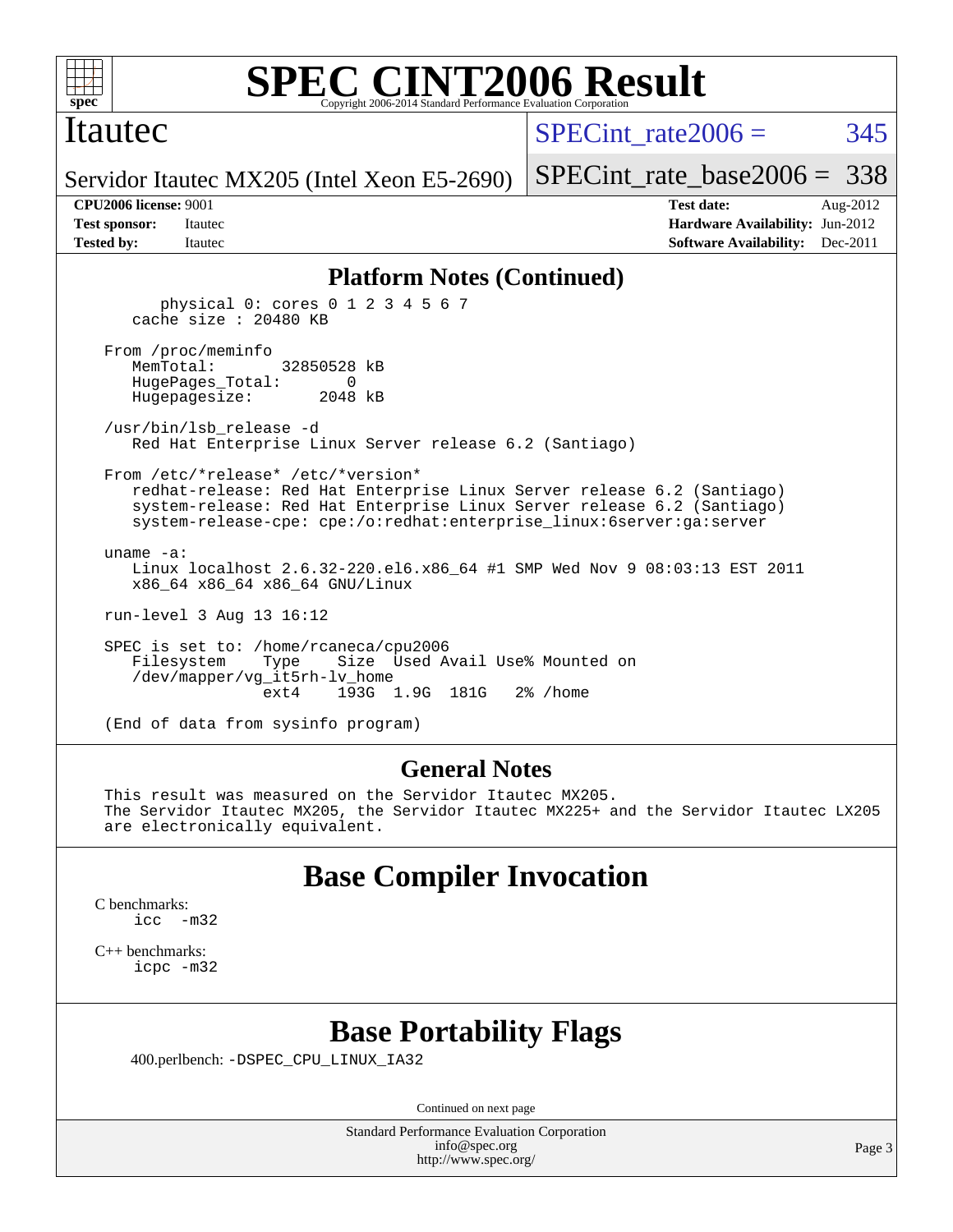## Platform Notes (Continued)

```
        physical 0: cores 0 1 2 3 4 5 6 7
    cache size : 20480 KB

 From /proc/meminfo
    MemTotal:       32850528 kB
    HugePages_Total:       0
    Hugepagesize:       2048 kB

 /usr/bin/lsb_release -d
    Red Hat Enterprise Linux Server release 6.2 (Santiago)

 From /etc/*release* /etc/*version*
    redhat-release: Red Hat Enterprise Linux Server release 6.2 (Santiago)
    system-release: Red Hat Enterprise Linux Server release 6.2 (Santiago)
    system-release-cpe: cpe:/o:redhat:enterprise_linux:6server:ga:server

 uname -a:
    Linux localhost 2.6.32-220.el6.x86_64 #1 SMP Wed Nov 9 08:03:13 EST 2011
    x86_64 x86_64 x86_64 GNU/Linux

 run-level 3 Aug 13 16:12

 SPEC is set to: /home/rcaneca/cpu2006
    Filesystem    Type    Size  Used Avail Use% Mounted on
    /dev/mapper/vg_it5rh-lv_home
                  ext4    193G  1.9G  181G   2% /home

 (End of data from sysinfo program)
```

## General Notes

This result was measured on the Servidor Itautec MX205.
The Servidor Itautec MX205, the Servidor Itautec MX225+ and the Servidor Itautec LX205 are electronically equivalent.

## Base Compiler Invocation

C benchmarks:
  icc -m32

C++ benchmarks:
  icpc -m32

## Base Portability Flags

400.perlbench: -DSPEC_CPU_LINUX_IA32

Continued on next page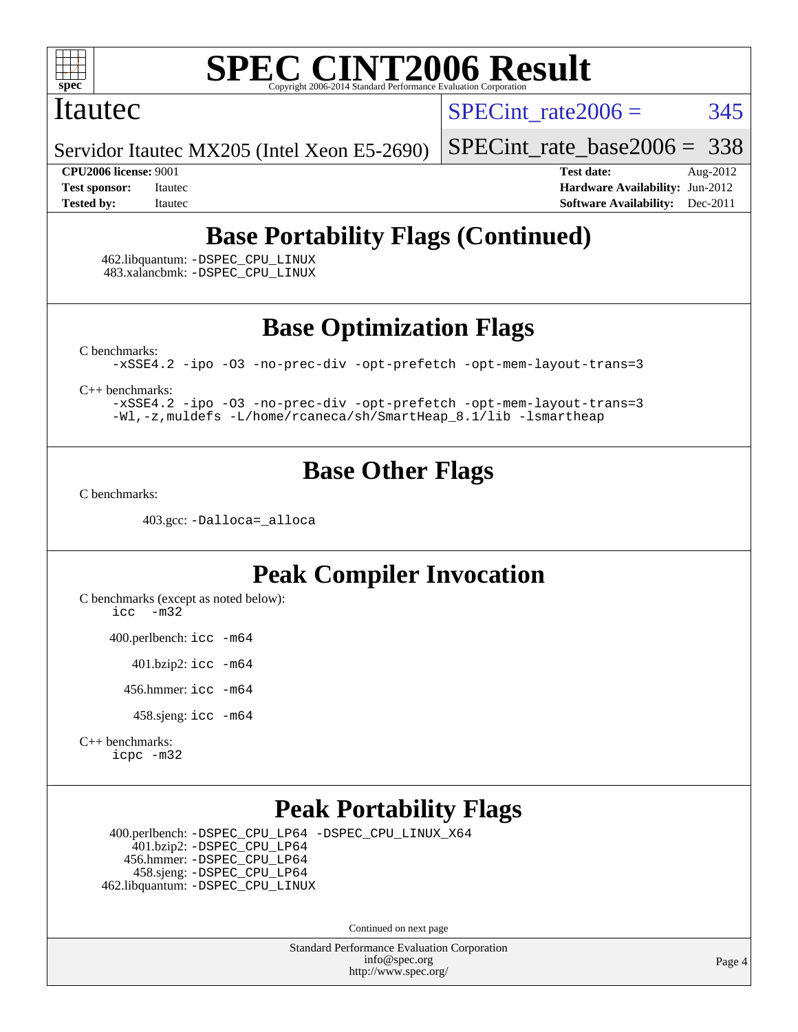# Base Portability Flags (Continued)

462.libquantum: `-DSPEC_CPU_LINUX`
483.xalancbmk: `-DSPEC_CPU_LINUX`

# Base Optimization Flags

C benchmarks:

```
-xSSE4.2 -ipo -O3 -no-prec-div -opt-prefetch -opt-mem-layout-trans=3
```

C++ benchmarks:

```
-xSSE4.2 -ipo -O3 -no-prec-div -opt-prefetch -opt-mem-layout-trans=3
-Wl,-z,muldefs -L/home/rcaneca/sh/SmartHeap_8.1/lib -lsmartheap
```

# Base Other Flags

C benchmarks:

403.gcc: `-Dalloca=_alloca`

# Peak Compiler Invocation

C benchmarks (except as noted below):

```
icc  -m32
```

400.perlbench: `icc -m64`

401.bzip2: `icc -m64`

456.hmmer: `icc -m64`

458.sjeng: `icc -m64`

C++ benchmarks:

```
icpc -m32
```

# Peak Portability Flags

400.perlbench: `-DSPEC_CPU_LP64 -DSPEC_CPU_LINUX_X64`
401.bzip2: `-DSPEC_CPU_LP64`
456.hmmer: `-DSPEC_CPU_LP64`
458.sjeng: `-DSPEC_CPU_LP64`
462.libquantum: `-DSPEC_CPU_LINUX`

Continued on next page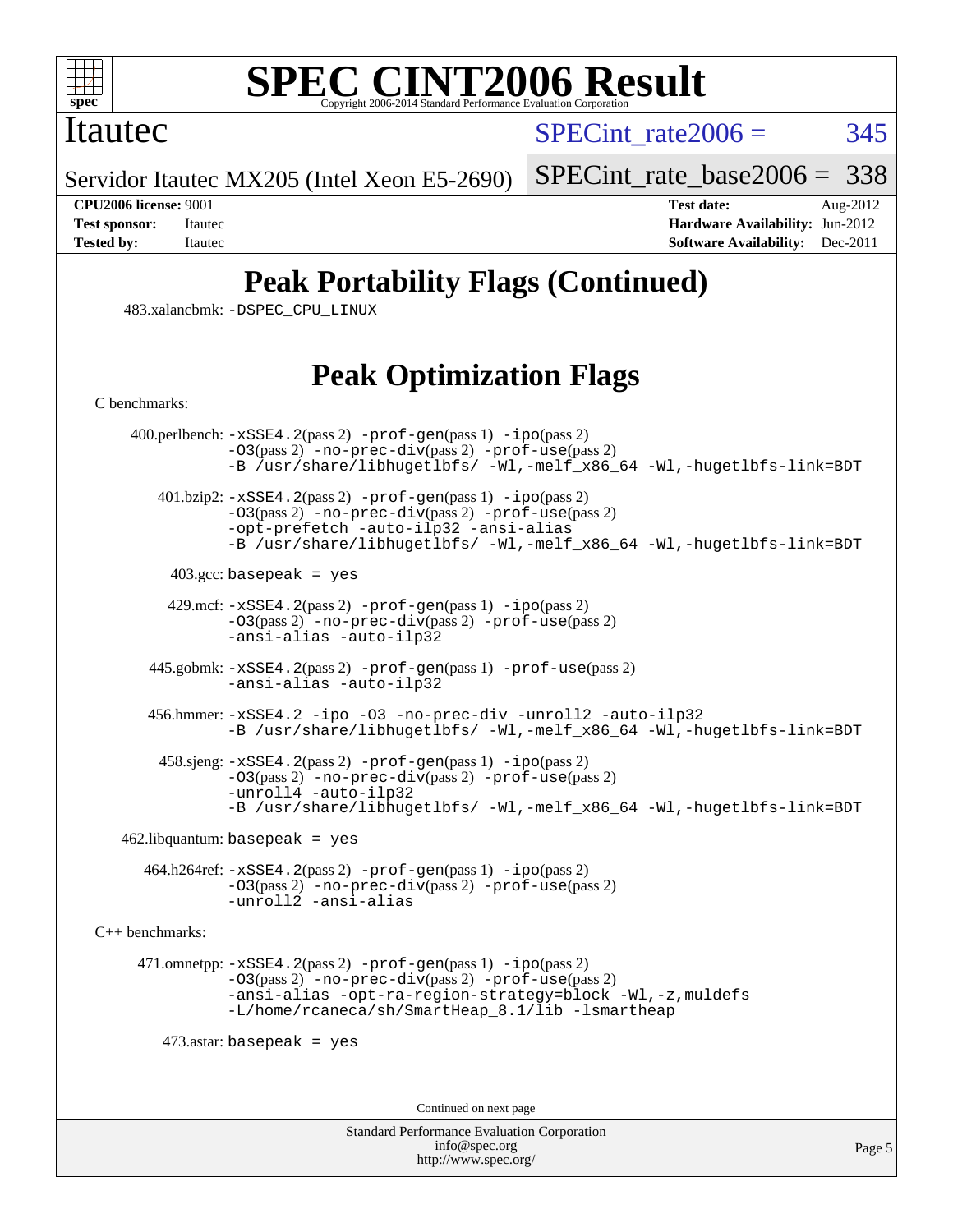# Peak Portability Flags (Continued)

483.xalancbmk: -DSPEC_CPU_LINUX

# Peak Optimization Flags

C benchmarks:

400.perlbench: -xSSE4.2(pass 2) -prof-gen(pass 1) -ipo(pass 2) -O3(pass 2) -no-prec-div(pass 2) -prof-use(pass 2) -B /usr/share/libhugetlbfs/ -Wl,-melf_x86_64 -Wl,-hugetlbfs-link=BDT

401.bzip2: -xSSE4.2(pass 2) -prof-gen(pass 1) -ipo(pass 2) -O3(pass 2) -no-prec-div(pass 2) -prof-use(pass 2) -opt-prefetch -auto-ilp32 -ansi-alias -B /usr/share/libhugetlbfs/ -Wl,-melf_x86_64 -Wl,-hugetlbfs-link=BDT

403.gcc: basepeak = yes

429.mcf: -xSSE4.2(pass 2) -prof-gen(pass 1) -ipo(pass 2) -O3(pass 2) -no-prec-div(pass 2) -prof-use(pass 2) -ansi-alias -auto-ilp32

445.gobmk: -xSSE4.2(pass 2) -prof-gen(pass 1) -prof-use(pass 2) -ansi-alias -auto-ilp32

456.hmmer: -xSSE4.2 -ipo -O3 -no-prec-div -unroll2 -auto-ilp32 -B /usr/share/libhugetlbfs/ -Wl,-melf_x86_64 -Wl,-hugetlbfs-link=BDT

458.sjeng: -xSSE4.2(pass 2) -prof-gen(pass 1) -ipo(pass 2) -O3(pass 2) -no-prec-div(pass 2) -prof-use(pass 2) -unroll4 -auto-ilp32 -B /usr/share/libhugetlbfs/ -Wl,-melf_x86_64 -Wl,-hugetlbfs-link=BDT

462.libquantum: basepeak = yes

464.h264ref: -xSSE4.2(pass 2) -prof-gen(pass 1) -ipo(pass 2) -O3(pass 2) -no-prec-div(pass 2) -prof-use(pass 2) -unroll2 -ansi-alias

C++ benchmarks:

471.omnetpp: -xSSE4.2(pass 2) -prof-gen(pass 1) -ipo(pass 2) -O3(pass 2) -no-prec-div(pass 2) -prof-use(pass 2) -ansi-alias -opt-ra-region-strategy=block -Wl,-z,muldefs -L/home/rcaneca/sh/SmartHeap_8.1/lib -lsmartheap

473.astar: basepeak = yes

Continued on next page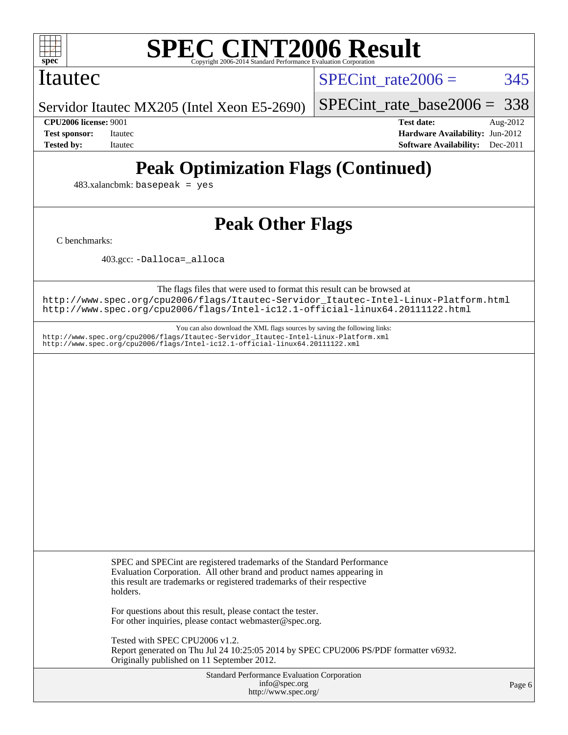# SPEC CINT2006 Result

Copyright 2006-2014 Standard Performance Evaluation Corporation

Itautec

Servidor Itautec MX205 (Intel Xeon E5-2690)

SPECint_rate2006 = 345

SPECint_rate_base2006 = 338

**CPU2006 license:** 9001
**Test sponsor:** Itautec
**Tested by:** Itautec

**Test date:** Aug-2012
**Hardware Availability:** Jun-2012
**Software Availability:** Dec-2011

## Peak Optimization Flags (Continued)

483.xalancbmk: basepeak = yes

## Peak Other Flags

C benchmarks:

403.gcc: -Dalloca=_alloca

The flags files that were used to format this result can be browsed at
http://www.spec.org/cpu2006/flags/Itautec-Servidor_Itautec-Intel-Linux-Platform.html
http://www.spec.org/cpu2006/flags/Intel-ic12.1-official-linux64.20111122.html

You can also download the XML flags sources by saving the following links:
http://www.spec.org/cpu2006/flags/Itautec-Servidor_Itautec-Intel-Linux-Platform.xml
http://www.spec.org/cpu2006/flags/Intel-ic12.1-official-linux64.20111122.xml

SPEC and SPECint are registered trademarks of the Standard Performance Evaluation Corporation. All other brand and product names appearing in this result are trademarks or registered trademarks of their respective holders.

For questions about this result, please contact the tester.
For other inquiries, please contact webmaster@spec.org.

Tested with SPEC CPU2006 v1.2.
Report generated on Thu Jul 24 10:25:05 2014 by SPEC CPU2006 PS/PDF formatter v6932.
Originally published on 11 September 2012.

Standard Performance Evaluation Corporation
info@spec.org
http://www.spec.org/